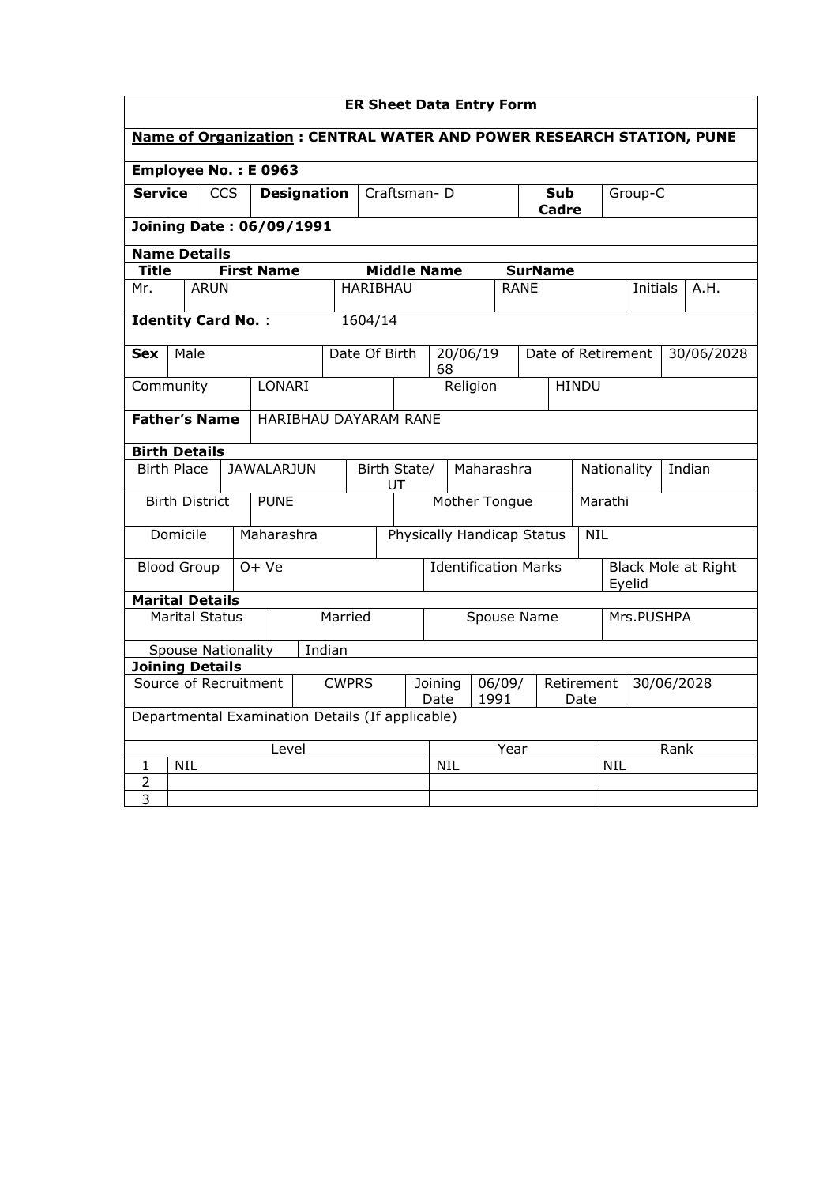## ER Sheet Data Entry Form

**Name of Organization : CENTRAL WATER AND POWER RESEARCH STATION, PUNE**

**Employee No. : E 0963**

| **Service** | CCS | **Designation** | Craftsman- D | **Sub Cadre** | Group-C |
|---|---|---|---|---|---|

**Joining Date : 06/09/1991**

**Name Details**

| **Title** | **First Name** | **Middle Name** | **SurName** | | |
|---|---|---|---|---|---|
| Mr. | ARUN | HARIBHAU | RANE | Initials | A.H. |

**Identity Card No.** : 1604/14

| **Sex** | Male | Date Of Birth | 20/06/1968 | Date of Retirement | 30/06/2028 |
|---|---|---|---|---|---|
| Community | LONARI | Religion | HINDU | | |

| **Father's Name** | HARIBHAU DAYARAM RANE |
|---|---|

**Birth Details**

| Birth Place | JAWALARJUN | Birth State/ UT | Maharashra | Nationality | Indian |
|---|---|---|---|---|---|
| Birth District | PUNE | Mother Tongue | Marathi | | |
| Domicile | Maharashra | Physically Handicap Status | NIL | | |
| Blood Group | O+ Ve | Identification Marks | Black Mole at Right Eyelid | | |

**Marital Details**

| Marital Status | Married | Spouse Name | Mrs.PUSHPA |
|---|---|---|---|
| Spouse Nationality | Indian | | |

**Joining Details**

| Source of Recruitment | CWPRS | Joining Date | 06/09/1991 | Retirement Date | 30/06/2028 |
|---|---|---|---|---|---|

Departmental Examination Details (If applicable)

| | Level | Year | Rank |
|---|---|---|---|
| 1 | NIL | NIL | NIL |
| 2 | | | |
| 3 | | | |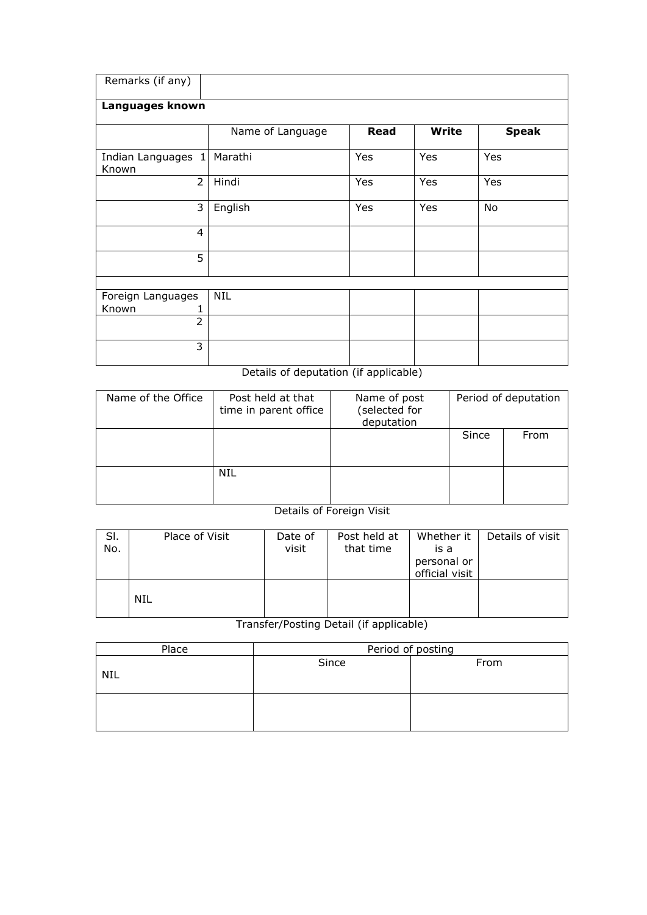| Remarks (if any) | |
|---|---|

**Languages known**

| | Name of Language | **Read** | **Write** | **Speak** |
|---|---|---|---|---|
| Indian Languages Known 1 | Marathi | Yes | Yes | Yes |
| 2 | Hindi | Yes | Yes | Yes |
| 3 | English | Yes | Yes | No |
| 4 | | | | |
| 5 | | | | |
| | | | | |
| Foreign Languages Known 1 | NIL | | | |
| 2 | | | | |
| 3 | | | | |

Details of deputation (if applicable)

| Name of the Office | Post held at that time in parent office | Name of post (selected for deputation | Period of deputation | |
|---|---|---|---|---|
| | | | Since | From |
| | NIL | | | |

Details of Foreign Visit

| Sl. No. | Place of Visit | Date of visit | Post held at that time | Whether it is a personal or official visit | Details of visit |
|---|---|---|---|---|---|
| | NIL | | | | |

Transfer/Posting Detail (if applicable)

| Place | Period of posting | |
|---|---|---|
| NIL | Since | From |
| | | |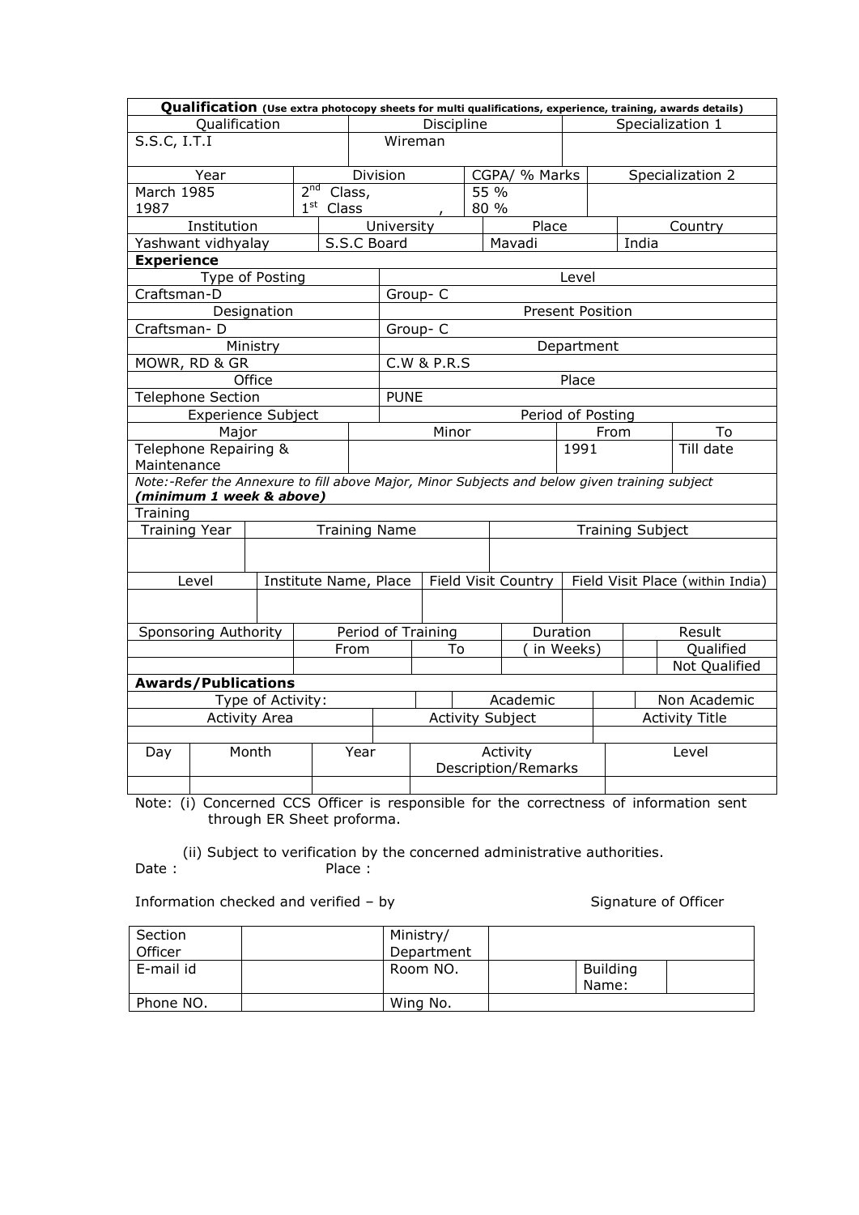**Qualification** (Use extra photocopy sheets for multi qualifications, experience, training, awards details)

| Qualification | Discipline | Specialization 1 |
|---|---|---|
| S.S.C, I.T.I | Wireman | |

| Year | Division | CGPA/ % Marks | Specialization 2 |
|---|---|---|---|
| March 1985<br>1987 | 2nd Class,<br>1st Class , | 55 %<br>80 % | |

| Institution | University | Place | Country |
|---|---|---|---|
| Yashwant vidhyalay | S.S.C Board | Mavadi | India |

**Experience**

| Type of Posting | Level |
|---|---|
| Craftsman-D | Group- C |
| **Designation** | **Present Position** |
| Craftsman- D | Group- C |
| **Ministry** | **Department** |
| MOWR, RD & GR | C.W & P.R.S |
| **Office** | **Place** |
| Telephone Section | PUNE |

| Experience Subject | | Period of Posting | |
|---|---|---|---|
| Major | Minor | From | To |
| Telephone Repairing & Maintenance | | 1991 | Till date |

*Note:-Refer the Annexure to fill above Major, Minor Subjects and below given training subject* ***(minimum 1 week & above)***

Training

| Training Year | Training Name | Training Subject |
|---|---|---|
| | | |

| Level | Institute Name, Place | Field Visit Country | Field Visit Place (within India) |
|---|---|---|---|
| | | | |

| Sponsoring Authority | Period of Training | | Duration | Result | |
|---|---|---|---|---|---|
| | From | To | ( in Weeks) | | Qualified |
| | | | | | Not Qualified |

**Awards/Publications**

| Type of Activity: | | Academic | | Non Academic |
|---|---|---|---|---|

| Activity Area | Activity Subject | Activity Title |
|---|---|---|
| | | |

| Day | Month | Year | Activity Description/Remarks | Level |
|---|---|---|---|---|
| | | | | |

Note: (i) Concerned CCS Officer is responsible for the correctness of information sent through ER Sheet proforma.

(ii) Subject to verification by the concerned administrative authorities.

Date : Place :

Information checked and verified – by Signature of Officer

| | | | | | |
|---|---|---|---|---|---|
| Section Officer | | Ministry/ Department | | | |
| E-mail id | | Room NO. | | Building Name: | |
| Phone NO. | | Wing No. | | | |